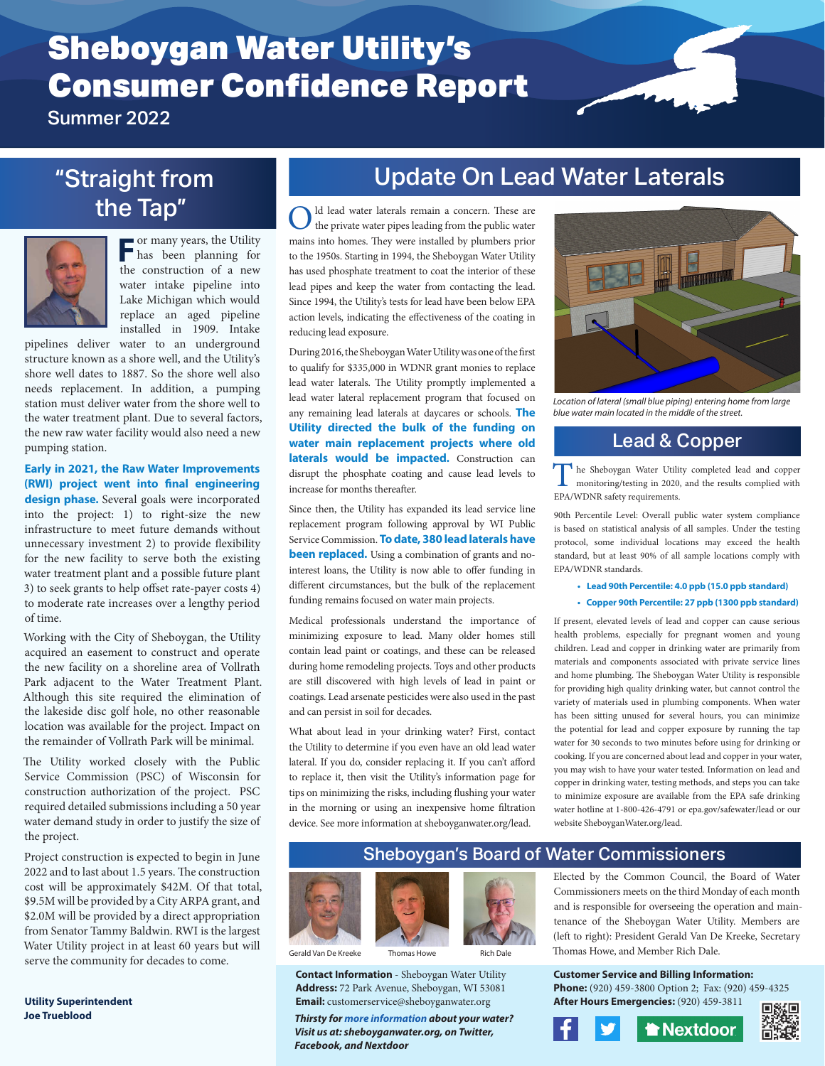# Sheboygan Water Utility's Consumer Confidence Report

Summer 2022

## "Straight from the Tap"

For many years, the Utility has been planning for the construction of a new water intake pipeline into Lake Michigan which would replace an aged pipeline installed in 1909. Intake pipelines deliver water to an underground structure known as a shore well, and the Utility's shore well dates to 1887. So the shore well also needs replacement. In addition, a pumping station must deliver water from the shore well to the water treatment plant. Due to several factors, the new raw water facility would also need a new pumping station.

**Early in 2021, the Raw Water Improvements (RWI) project went into final engineering design phase.** Several goals were incorporated into the project: 1) to right-size the new infrastructure to meet future demands without unnecessary investment 2) to provide flexibility for the new facility to serve both the existing water treatment plant and a possible future plant 3) to seek grants to help offset rate-payer costs 4) to moderate rate increases over a lengthy period of time.

Working with the City of Sheboygan, the Utility acquired an easement to construct and operate the new facility on a shoreline area of Vollrath Park adjacent to the Water Treatment Plant. Although this site required the elimination of the lakeside disc golf hole, no other reasonable location was available for the project. Impact on the remainder of Vollrath Park will be minimal.

The Utility worked closely with the Public Service Commission (PSC) of Wisconsin for construction authorization of the project. PSC required detailed submissions including a 50 year water demand study in order to justify the size of the project.

Project construction is expected to begin in June 2022 and to last about 1.5 years. The construction cost will be approximately $42M. Of that total, $9.5M will be provided by a City ARPA grant, and $2.0M will be provided by a direct appropriation from Senator Tammy Baldwin. RWI is the largest Water Utility project in at least 60 years but will serve the community for decades to come.

**Utility Superintendent**
**Joe Trueblood**

## Update On Lead Water Laterals

Old lead water laterals remain a concern. These are the private water pipes leading from the public water mains into homes. They were installed by plumbers prior to the 1950s. Starting in 1994, the Sheboygan Water Utility has used phosphate treatment to coat the interior of these lead pipes and keep the water from contacting the lead. Since 1994, the Utility's tests for lead have been below EPA action levels, indicating the effectiveness of the coating in reducing lead exposure.

During 2016, the Sheboygan Water Utility was one of the first to qualify for $335,000 in WDNR grant monies to replace lead water laterals. The Utility promptly implemented a lead water lateral replacement program that focused on any remaining lead laterals at daycares or schools. **The Utility directed the bulk of the funding on water main replacement projects where old laterals would be impacted.** Construction can disrupt the phosphate coating and cause lead levels to increase for months thereafter.

Since then, the Utility has expanded its lead service line replacement program following approval by WI Public Service Commission. **To date, 380 lead laterals have been replaced.** Using a combination of grants and no-interest loans, the Utility is now able to offer funding in different circumstances, but the bulk of the replacement funding remains focused on water main projects.

Medical professionals understand the importance of minimizing exposure to lead. Many older homes still contain lead paint or coatings, and these can be released during home remodeling projects. Toys and other products are still discovered with high levels of lead in paint or coatings. Lead arsenate pesticides were also used in the past and can persist in soil for decades.

What about lead in your drinking water? First, contact the Utility to determine if you even have an old lead water lateral. If you do, consider replacing it. If you can't afford to replace it, then visit the Utility's information page for tips on minimizing the risks, including flushing your water in the morning or using an inexpensive home filtration device. See more information at sheboyganwater.org/lead.

*Location of lateral (small blue piping) entering home from large blue water main located in the middle of the street.*

## Lead & Copper

The Sheboygan Water Utility completed lead and copper monitoring/testing in 2020, and the results complied with EPA/WDNR safety requirements.

90th Percentile Level: Overall public water system compliance is based on statistical analysis of all samples. Under the testing protocol, some individual locations may exceed the health standard, but at least 90% of all sample locations comply with EPA/WDNR standards.

- **Lead 90th Percentile: 4.0 ppb (15.0 ppb standard)**
- **Copper 90th Percentile: 27 ppb (1300 ppb standard)**

If present, elevated levels of lead and copper can cause serious health problems, especially for pregnant women and young children. Lead and copper in drinking water are primarily from materials and components associated with private service lines and home plumbing. The Sheboygan Water Utility is responsible for providing high quality drinking water, but cannot control the variety of materials used in plumbing components. When water has been sitting unused for several hours, you can minimize the potential for lead and copper exposure by running the tap water for 30 seconds to two minutes before using for drinking or cooking. If you are concerned about lead and copper in your water, you may wish to have your water tested. Information on lead and copper in drinking water, testing methods, and steps you can take to minimize exposure are available from the EPA safe drinking water hotline at 1-800-426-4791 or epa.gov/safewater/lead or our website SheboyganWater.org/lead.

## Sheboygan's Board of Water Commissioners

Gerald Van De Kreeke — Thomas Howe — Rich Dale

Elected by the Common Council, the Board of Water Commissioners meets on the third Monday of each month and is responsible for overseeing the operation and maintenance of the Sheboygan Water Utility. Members are (left to right): President Gerald Van De Kreeke, Secretary Thomas Howe, and Member Rich Dale.

**Contact Information** - Sheboygan Water Utility
**Address:** 72 Park Avenue, Sheboygan, WI 53081
**Email:** customerservice@sheboyganwater.org

***Thirsty for more information about your water? Visit us at: sheboyganwater.org, on Twitter, Facebook, and Nextdoor***

**Customer Service and Billing Information:**
**Phone:** (920) 459-3800 Option 2; Fax: (920) 459-4325
**After Hours Emergencies:** (920) 459-3811

Nextdoor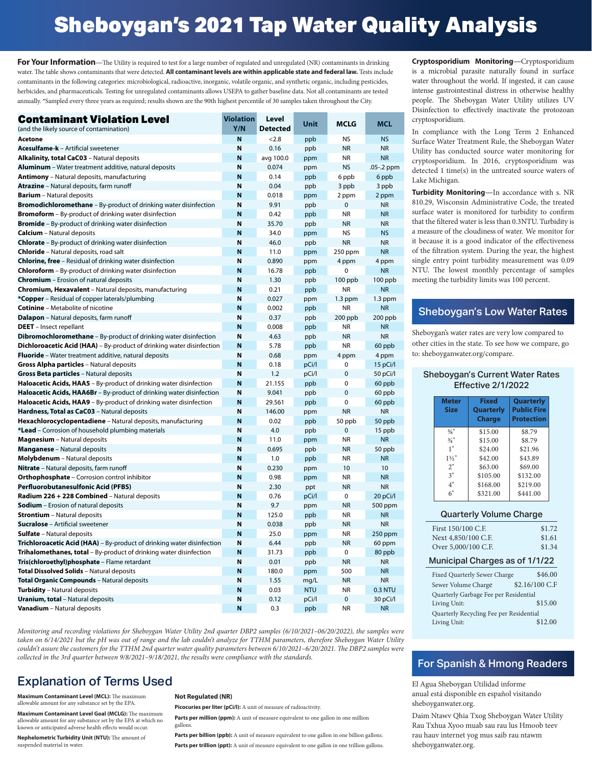# Sheboygan's 2021 Tap Water Quality Analysis

**For Your Information**—The Utility is required to test for a large number of regulated and unregulated (NR) contaminants in drinking water. The table shows contaminants that were detected. **All contaminant levels are within applicable state and federal law.** Tests include contaminants in the following categories: microbiological, radioactive, inorganic, volatile organic, and synthetic organic, including pesticides, herbicides, and pharmaceuticals. Testing for unregulated contaminants allows USEPA to gather baseline data. Not all contaminants are tested annually. *Sampled every three years as required; results shown are the 90th highest percentile of 30 samples taken throughout the City.

| **Contaminant Violation Level** (and the likely source of contamination) | Violation Y/N | Level Detected | Unit | MCLG | MCL |
|---|---|---|---|---|---|
| **Acetone** | N | <2.8 | ppb | NS | NS |
| **Acesulfame-k** – Artificial sweetener | N | 0.16 | ppb | NR | NR |
| **Alkalinity, total CaC03** – Natural deposits | N | avg 100.0 | ppm | NR | NR |
| **Aluminum** – Water treatment additive, natural deposits | N | 0.074 | ppm | NS | .05-.2 ppm |
| **Antimony** – Natural deposits, manufacturing | N | 0.14 | ppb | 6 ppb | 6 ppb |
| **Atrazine** – Natural deposits, farm runoff | N | 0.04 | ppb | 3 ppb | 3 ppb |
| **Barium** – Natural deposits | N | 0.018 | ppm | 2 ppm | 2 ppm |
| **Bromodichloromethane** – By-product of drinking water disinfection | N | 9.91 | ppb | 0 | NR |
| **Bromoform** – By-product of drinking water disinfection | N | 0.42 | ppb | NR | NR |
| **Bromide** – By-product of drinking water disinfection | N | 35.70 | ppb | NR | NR |
| **Calcium** – Natural deposits | N | 34.0 | ppm | NS | NS |
| **Chlorate** – By-product of drinking water disinfection | N | 46.0 | ppb | NR | NR |
| **Chloride** – Natural deposits, road salt | N | 11.0 | ppm | 250 ppm | NR |
| **Chlorine, free** – Residual of drinking water disinfection | N | 0.890 | ppm | 4 ppm | 4 ppm |
| **Chloroform** – By-product of drinking water disinfection | N | 16.78 | ppb | 0 | NR |
| **Chromium** – Erosion of natural deposits | N | 1.30 | ppb | 100 ppb | 100 ppb |
| **Chromium, Hexavalent** – Natural deposits, manufacturing | N | 0.21 | ppb | NR | NR |
| ***Copper** – Residual of copper laterals/plumbing | N | 0.027 | ppm | 1.3 ppm | 1.3 ppm |
| **Cotinine** – Metabolite of nicotine | N | 0.002 | ppb | NR | NR |
| **Dalapon** – Natural deposits, farm runoff | N | 0.37 | ppb | 200 ppb | 200 ppb |
| **DEET** – Insect repellant | N | 0.008 | ppb | NR | NR |
| **Dibromochloromethane** – By-product of drinking water disinfection | N | 4.63 | ppb | NR | NR |
| **Dichloroacetic Acid (HAA)** – By-product of drinking water disinfection | N | 5.78 | ppb | NR | 60 ppb |
| **Fluoride** – Water treatment additive, natural deposits | N | 0.68 | ppm | 4 ppm | 4 ppm |
| **Gross Alpha particles** – Natural deposits | N | 0.18 | pCi/l | 0 | 15 pCi/l |
| **Gross Beta particles** – Natural deposits | N | 1.2 | pCi/l | 0 | 50 pCi/l |
| **Haloacetic Acids, HAA5** – By-product of drinking water disinfection | N | 21.155 | ppb | 0 | 60 ppb |
| **Haloacetic Acids, HAA6Br** – By-product of drinking water disinfection | N | 9.041 | ppb | 0 | 60 ppb |
| **Haloacetic Acids, HAA9** – By-product of drinking water disinfection | N | 29.561 | ppb | 0 | 60 ppb |
| **Hardness, Total as CaC03** – Natural deposits | N | 146.00 | ppm | NR | NR |
| **Hexachlorocyclopentadiene** – Natural deposits, manufacturing | N | 0.02 | ppb | 50 ppb | 50 ppb |
| ***Lead** – Corrosion of household plumbing materials | N | 4.0 | ppb | 0 | 15 ppb |
| **Magnesium** – Natural deposits | N | 11.0 | ppm | NR | NR |
| **Manganese** – Natural deposits | N | 0.695 | ppb | NR | 50 ppb |
| **Molybdenum** – Natural deposits | N | 1.0 | ppb | NR | NR |
| **Nitrate** – Natural deposits, farm runoff | N | 0.230 | ppm | 10 | 10 |
| **Orthophosphate** – Corrosion control inhibitor | N | 0.98 | ppm | NR | NR |
| **Perfluorobutanesulfonic Acid (PFBS)** | N | 2.30 | ppt | NR | NR |
| **Radium 226 + 228 Combined** – Natural deposits | N | 0.76 | pCi/l | 0 | 20 pCi/l |
| **Sodium** – Erosion of natural deposits | N | 9.7 | ppm | NR | 500 ppm |
| **Strontium** – Natural deposits | N | 125.0 | ppb | NR | NR |
| **Sucralose** – Artificial sweetener | N | 0.038 | ppb | NR | NR |
| **Sulfate** – Natural deposits | N | 25.0 | ppm | NR | 250 ppm |
| **Trichloroacetic Acid (HAA)** – By-product of drinking water disinfection | N | 6.44 | ppb | NR | 60 ppm |
| **Trihalomethanes, total** – By-product of drinking water disinfection | N | 31.73 | ppb | 0 | 80 ppb |
| **Tris(chloroethyl)phosphate** – Flame retardant | N | 0.01 | ppb | NR | NR |
| **Total Dissolved Solids** – Natural deposits | N | 180.0 | ppm | 500 | NR |
| **Total Organic Compounds** – Natural deposits | N | 1.55 | mg/L | NR | NR |
| **Turbidity** – Natural deposits | N | 0.03 | NTU | NR | 0.3 NTU |
| **Uranium, total** – Natural deposits | N | 0.12 | pCi/l | 0 | 30 pCi/l |
| **Vanadium** – Natural deposits | N | 0.3 | ppb | NR | NR |

*Monitoring and recording violations for Sheboygan Water Utility 2nd quarter DBP2 samples (6/10/2021–06/20/2022), the samples were taken on 6/14/2021 but the pH was out of range and the lab couldn't analyze for TTHM parameters, therefore Sheboygan Water Utility couldn't assure the customers for the TTHM 2nd quarter water quality parameters between 6/10/2021–6/20/2021. The DBP2 samples were collected in the 3rd quarter between 9/8/2021–9/18/2021, the results were compliance with the standards.*

## Explanation of Terms Used

**Maximum Contaminant Level (MCL):** The maximum allowable amount for any substance set by the EPA.

**Maximum Contaminant Level Goal (MCLG):** The maximum allowable amount for any substance set by the EPA at which no known or anticipated adverse health effects would occur.

**Nephelometric Turbidity Unit (NTU):** The amount of suspended material in water.

**Not Regulated (NR)**

**Picocuries per liter (pCi/l):** A unit of measure of radioactivity.

**Parts per million (ppm):** A unit of measure equivalent to one gallon in one million gallons.

**Parts per billion (ppb):** A unit of measure equivalent to one gallon in one billion gallons.

**Parts per trillion (ppt):** A unit of measure equivalent to one gallon in one trillion gallons.

**Cryptosporidium Monitoring**—Cryptosporidium is a microbial parasite naturally found in surface water throughout the world. If ingested, it can cause intense gastrointestinal distress in otherwise healthy people. The Sheboygan Water Utility utilizes UV Disinfection to effectively inactivate the protozoan cryptosporidium.

In compliance with the Long Term 2 Enhanced Surface Water Treatment Rule, the Sheboygan Water Utility has conducted source water monitoring for cryptosporidium. In 2016, cryptosporidium was detected 1 time(s) in the untreated source waters of Lake Michigan.

**Turbidity Monitoring**—In accordance with s. NR 810.29, Wisconsin Administrative Code, the treated surface water is monitored for turbidity to confirm that the filtered water is less than 0.3NTU. Turbidity is a measure of the cloudiness of water. We monitor for it because it is a good indicator of the effectiveness of the filtration system. During the year, the highest single entry point turbidity measurement was 0.09 NTU. The lowest monthly percentage of samples meeting the turbidity limits was 100 percent.

## Sheboygan's Low Water Rates

Sheboygan's water rates are very low compared to other cities in the state. To see how we compare, go to: sheboyganwater.org/compare.

### Sheboygan's Current Water Rates Effective 2/1/2022

| Meter Size | Fixed Quarterly Charge | Quarterly Public Fire Protection |
|---|---|---|
| ⅝" | $15.00 | $8.79 |
| ¾" | $15.00 | $8.79 |
| 1" | $24.00 | $21.96 |
| 1½" | $42.00 | $43.89 |
| 2" | $63.00 | $69.00 |
| 3" | $105.00 | $132.00 |
| 4" | $168.00 | $219.00 |
| 6" | $321.00 | $441.00 |

### Quarterly Volume Charge

| | |
|---|---|
| First 150/100 C.F. | $1.72 |
| Next 4,850/100 C.F. | $1.61 |
| Over 5,000/100 C.F. | $1.34 |

### Municipal Charges as of 1/1/22

| | |
|---|---|
| Fixed Quarterly Sewer Charge | $46.00 |
| Sewer Volume Charge | $2.16/100 C.F |
| Quarterly Garbage Fee per Residential Living Unit: | $15.00 |
| Quarterly Recycling Fee per Residential Living Unit: | $12.00 |

## For Spanish & Hmong Readers

El Agua Sheboygan Utilidad informe anual está disponible en español visitando sheboyganwater.org.

Daim Ntawv Qhia Txog Sheboygan Water Utility Rau Txhua Xyoo muab sau rau lus Hmoob teev rau hauv internet yog mus saib rau ntawm sheboyganwater.org.